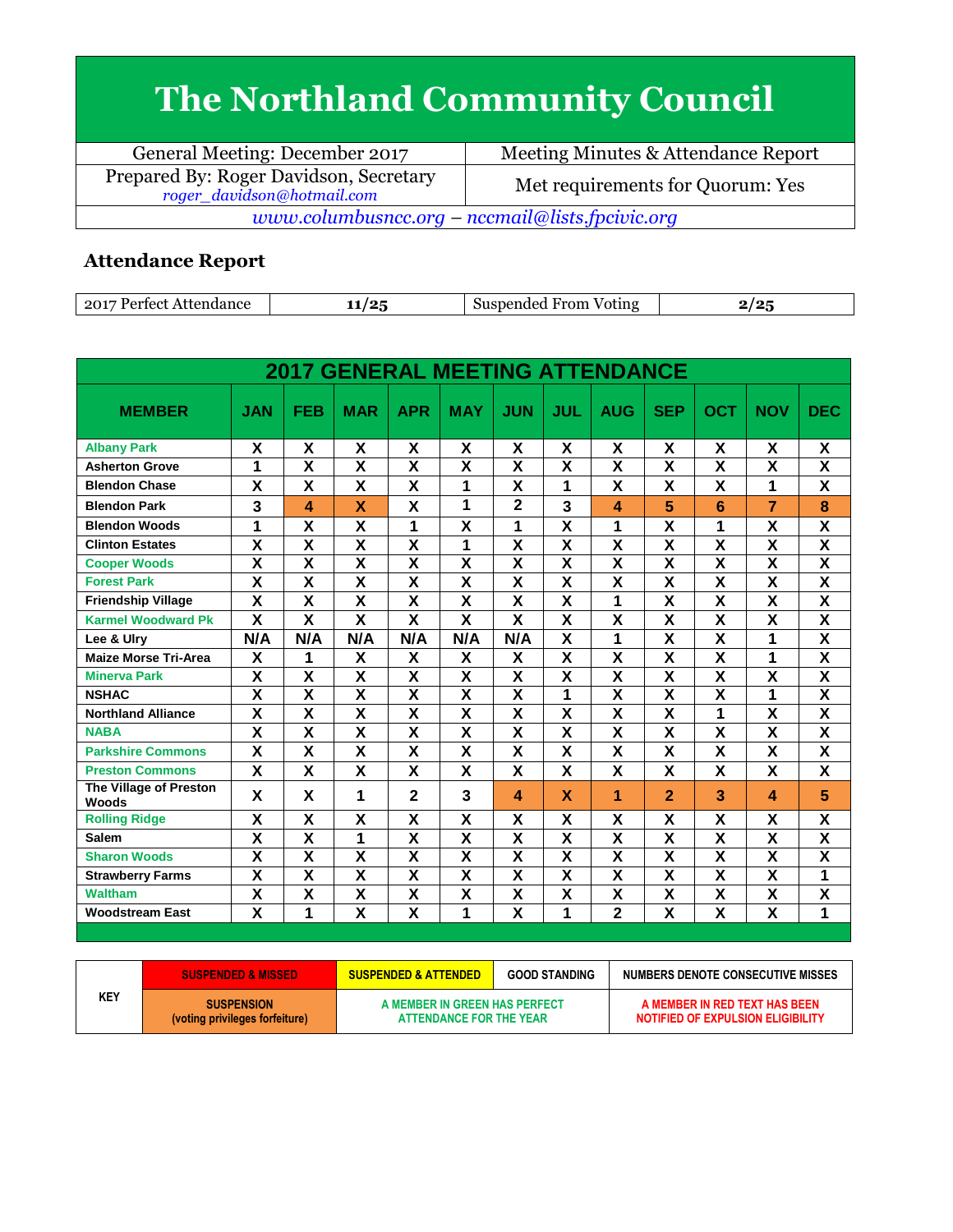# The Northland Community Council

| General Meeting: December 2017 | Meeting Minutes & Attendance Report |
|---|---|
| Prepared By: Roger Davidson, Secretary *roger_davidson@hotmail.com* | Met requirements for Quorum: Yes |

*www.columbusncc.org – nccmail@lists.fpcivic.org*

## Attendance Report

| 2017 Perfect Attendance | 11/25 | Suspended From Voting | 2/25 |
|---|---|---|---|

**2017 GENERAL MEETING ATTENDANCE**

| MEMBER | JAN | FEB | MAR | APR | MAY | JUN | JUL | AUG | SEP | OCT | NOV | DEC |
|---|---|---|---|---|---|---|---|---|---|---|---|---|
| Albany Park | X | X | X | X | X | X | X | X | X | X | X | X |
| Asherton Grove | 1 | X | X | X | X | X | X | X | X | X | X | X |
| Blendon Chase | X | X | X | X | 1 | X | 1 | X | X | X | 1 | X |
| Blendon Park | 3 | 4 | X | X | 1 | 2 | 3 | 4 | 5 | 6 | 7 | 8 |
| Blendon Woods | 1 | X | X | 1 | X | 1 | X | 1 | X | 1 | X | X |
| Clinton Estates | X | X | X | X | 1 | X | X | X | X | X | X | X |
| Cooper Woods | X | X | X | X | X | X | X | X | X | X | X | X |
| Forest Park | X | X | X | X | X | X | X | X | X | X | X | X |
| Friendship Village | X | X | X | X | X | X | X | 1 | X | X | X | X |
| Karmel Woodward Pk | X | X | X | X | X | X | X | X | X | X | X | X |
| Lee & Ulry | N/A | N/A | N/A | N/A | N/A | N/A | X | 1 | X | X | 1 | X |
| Maize Morse Tri-Area | X | 1 | X | X | X | X | X | X | X | X | 1 | X |
| Minerva Park | X | X | X | X | X | X | X | X | X | X | X | X |
| NSHAC | X | X | X | X | X | X | 1 | X | X | X | 1 | X |
| Northland Alliance | X | X | X | X | X | X | X | X | X | 1 | X | X |
| NABA | X | X | X | X | X | X | X | X | X | X | X | X |
| Parkshire Commons | X | X | X | X | X | X | X | X | X | X | X | X |
| Preston Commons | X | X | X | X | X | X | X | X | X | X | X | X |
| The Village of Preston Woods | X | X | 1 | 2 | 3 | 4 | X | 1 | 2 | 3 | 4 | 5 |
| Rolling Ridge | X | X | X | X | X | X | X | X | X | X | X | X |
| Salem | X | X | 1 | X | X | X | X | X | X | X | X | X |
| Sharon Woods | X | X | X | X | X | X | X | X | X | X | X | X |
| Strawberry Farms | X | X | X | X | X | X | X | X | X | X | X | 1 |
| Waltham | X | X | X | X | X | X | X | X | X | X | X | X |
| Woodstream East | X | 1 | X | X | 1 | X | 1 | 2 | X | X | X | 1 |

| KEY | | | | |
|---|---|---|---|---|
| | SUSPENDED & MISSED | SUSPENDED & ATTENDED | GOOD STANDING | NUMBERS DENOTE CONSECUTIVE MISSES |
| | SUSPENSION (voting privileges forfeiture) | A MEMBER IN GREEN HAS PERFECT ATTENDANCE FOR THE YEAR | | A MEMBER IN RED TEXT HAS BEEN NOTIFIED OF EXPULSION ELIGIBILITY |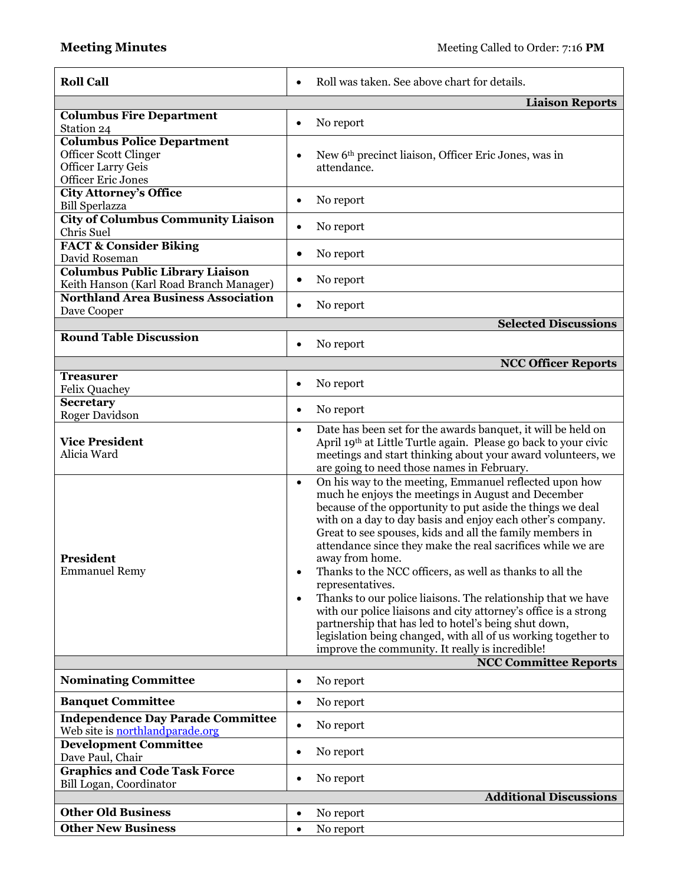**Meeting Minutes** Meeting Called to Order: 7:16 **PM**

| | |
|---|---|
| **Roll Call** | • Roll was taken. See above chart for details. |
| | **Liaison Reports** |
| **Columbus Fire Department**<br>Station 24 | • No report |
| **Columbus Police Department**<br>Officer Scott Clinger<br>Officer Larry Geis<br>Officer Eric Jones | • New 6th precinct liaison, Officer Eric Jones, was in attendance. |
| **City Attorney's Office**<br>Bill Sperlazza | • No report |
| **City of Columbus Community Liaison**<br>Chris Suel | • No report |
| **FACT & Consider Biking**<br>David Roseman | • No report |
| **Columbus Public Library Liaison**<br>Keith Hanson (Karl Road Branch Manager) | • No report |
| **Northland Area Business Association**<br>Dave Cooper | • No report |
| | **Selected Discussions** |
| **Round Table Discussion** | • No report |
| | **NCC Officer Reports** |
| **Treasurer**<br>Felix Quachey | • No report |
| **Secretary**<br>Roger Davidson | • No report |
| **Vice President**<br>Alicia Ward | • Date has been set for the awards banquet, it will be held on April 19th at Little Turtle again. Please go back to your civic meetings and start thinking about your award volunteers, we are going to need those names in February. |
| **President**<br>Emmanuel Remy | • On his way to the meeting, Emmanuel reflected upon how much he enjoys the meetings in August and December because of the opportunity to put aside the things we deal with on a day to day basis and enjoy each other's company. Great to see spouses, kids and all the family members in attendance since they make the real sacrifices while we are away from home.<br>• Thanks to the NCC officers, as well as thanks to all the representatives.<br>• Thanks to our police liaisons. The relationship that we have with our police liaisons and city attorney's office is a strong partnership that has led to hotel's being shut down, legislation being changed, with all of us working together to improve the community. It really is incredible! |
| | **NCC Committee Reports** |
| **Nominating Committee** | • No report |
| **Banquet Committee** | • No report |
| **Independence Day Parade Committee**<br>Web site is northlandparade.org | • No report |
| **Development Committee**<br>Dave Paul, Chair | • No report |
| **Graphics and Code Task Force**<br>Bill Logan, Coordinator | • No report |
| | **Additional Discussions** |
| **Other Old Business** | • No report |
| **Other New Business** | • No report |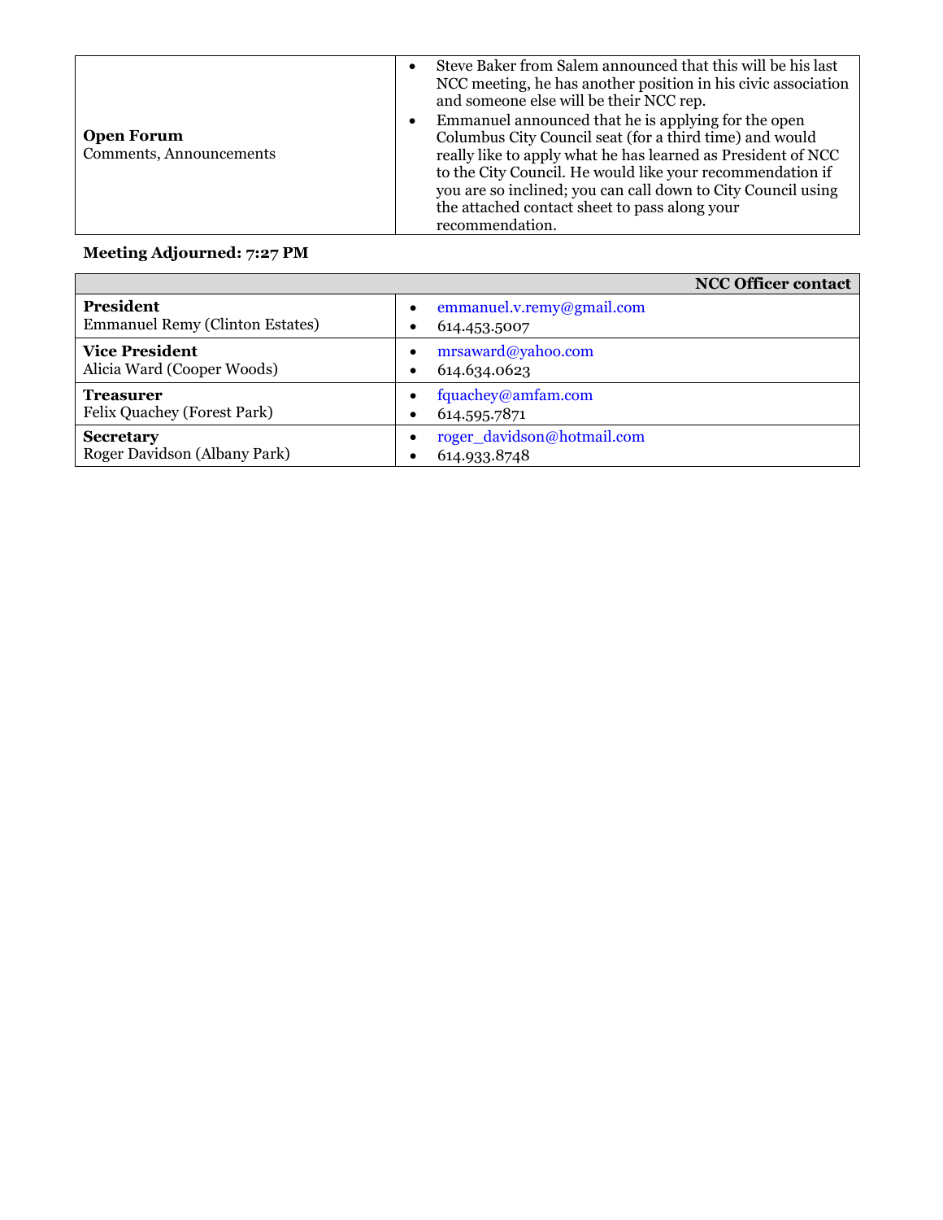| | |
|---|---|
| **Open Forum**<br>Comments, Announcements | • Steve Baker from Salem announced that this will be his last NCC meeting, he has another position in his civic association and someone else will be their NCC rep.<br>• Emmanuel announced that he is applying for the open Columbus City Council seat (for a third time) and would really like to apply what he has learned as President of NCC to the City Council. He would like your recommendation if you are so inclined; you can call down to City Council using the attached contact sheet to pass along your recommendation. |

**Meeting Adjourned: 7:27 PM**

| | **NCC Officer contact** |
|---|---|
| **President**<br>Emmanuel Remy (Clinton Estates) | • emmanuel.v.remy@gmail.com<br>• 614.453.5007 |
| **Vice President**<br>Alicia Ward (Cooper Woods) | • mrsaward@yahoo.com<br>• 614.634.0623 |
| **Treasurer**<br>Felix Quachey (Forest Park) | • fquachey@amfam.com<br>• 614.595.7871 |
| **Secretary**<br>Roger Davidson (Albany Park) | • roger_davidson@hotmail.com<br>• 614.933.8748 |